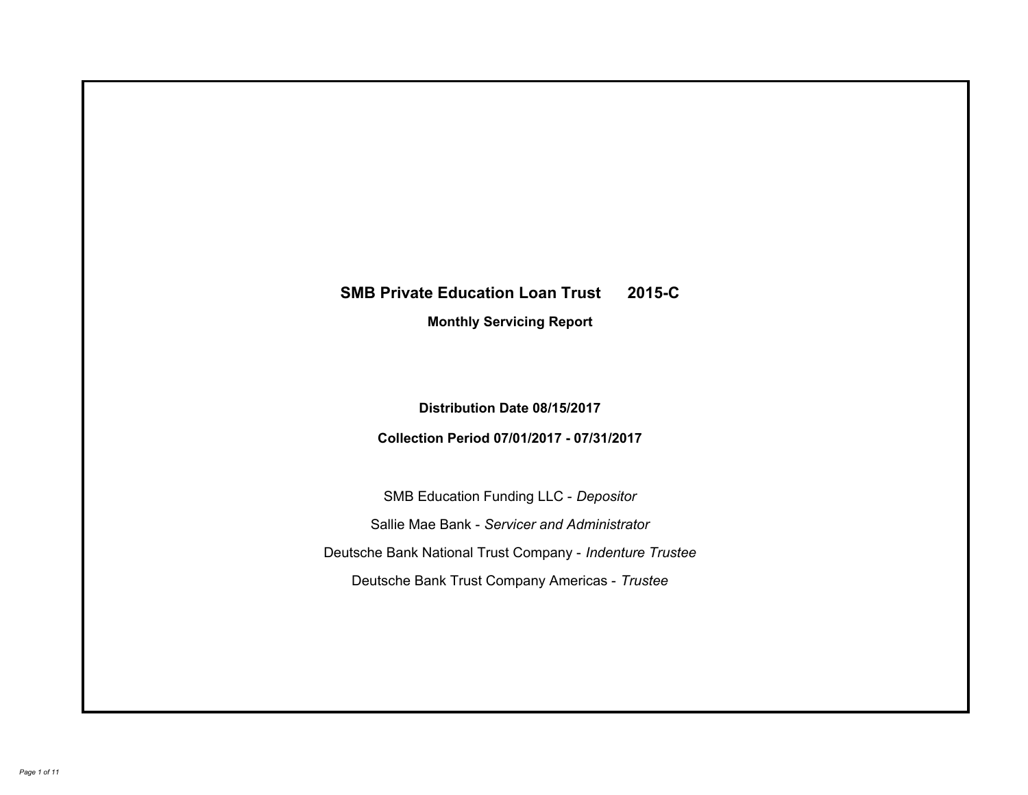# SMB Private Education Loan Trust 2015-C

## Monthly Servicing Report

**Distribution Date 08/15/2017**

**Collection Period 07/01/2017 - 07/31/2017**

SMB Education Funding LLC - *Depositor*

Sallie Mae Bank - *Servicer and Administrator*

Deutsche Bank National Trust Company - *Indenture Trustee*

Deutsche Bank Trust Company Americas - *Trustee*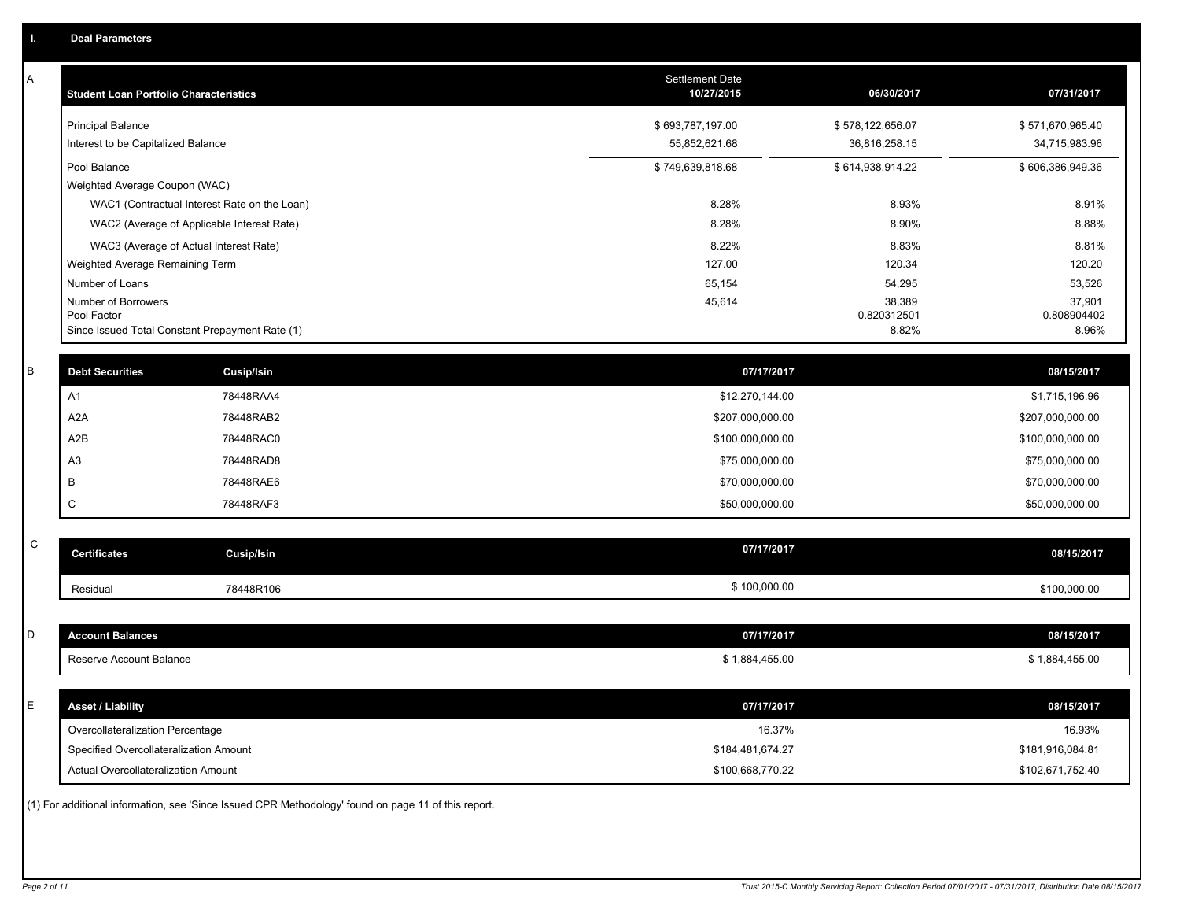## I. Deal Parameters

### A

| Student Loan Portfolio Characteristics | Settlement Date 10/27/2015 | 06/30/2017 | 07/31/2017 |
|---|---|---|---|
| Principal Balance | $ 693,787,197.00 | $ 578,122,656.07 | $ 571,670,965.40 |
| Interest to be Capitalized Balance | 55,852,621.68 | 36,816,258.15 | 34,715,983.96 |
| Pool Balance | $ 749,639,818.68 | $ 614,938,914.22 | $ 606,386,949.36 |
| Weighted Average Coupon (WAC) | | | |
| WAC1 (Contractual Interest Rate on the Loan) | 8.28% | 8.93% | 8.91% |
| WAC2 (Average of Applicable Interest Rate) | 8.28% | 8.90% | 8.88% |
| WAC3 (Average of Actual Interest Rate) | 8.22% | 8.83% | 8.81% |
| Weighted Average Remaining Term | 127.00 | 120.34 | 120.20 |
| Number of Loans | 65,154 | 54,295 | 53,526 |
| Number of Borrowers | 45,614 | 38,389 | 37,901 |
| Pool Factor | | 0.820312501 | 0.808904402 |
| Since Issued Total Constant Prepayment Rate (1) | | 8.82% | 8.96% |

### B

| Debt Securities | Cusip/Isin | 07/17/2017 | 08/15/2017 |
|---|---|---|---|
| A1 | 78448RAA4 | $12,270,144.00 | $1,715,196.96 |
| A2A | 78448RAB2 | $207,000,000.00 | $207,000,000.00 |
| A2B | 78448RAC0 | $100,000,000.00 | $100,000,000.00 |
| A3 | 78448RAD8 | $75,000,000.00 | $75,000,000.00 |
| B | 78448RAE6 | $70,000,000.00 | $70,000,000.00 |
| C | 78448RAF3 | $50,000,000.00 | $50,000,000.00 |

### C

| Certificates | Cusip/Isin | 07/17/2017 | 08/15/2017 |
|---|---|---|---|
| Residual | 78448R106 | $ 100,000.00 | $100,000.00 |

### D

| Account Balances | 07/17/2017 | 08/15/2017 |
|---|---|---|
| Reserve Account Balance | $ 1,884,455.00 | $ 1,884,455.00 |

### E

| Asset / Liability | 07/17/2017 | 08/15/2017 |
|---|---|---|
| Overcollateralization Percentage | 16.37% | 16.93% |
| Specified Overcollateralization Amount | $184,481,674.27 | $181,916,084.81 |
| Actual Overcollateralization Amount | $100,668,770.22 | $102,671,752.40 |

(1) For additional information, see 'Since Issued CPR Methodology' found on page 11 of this report.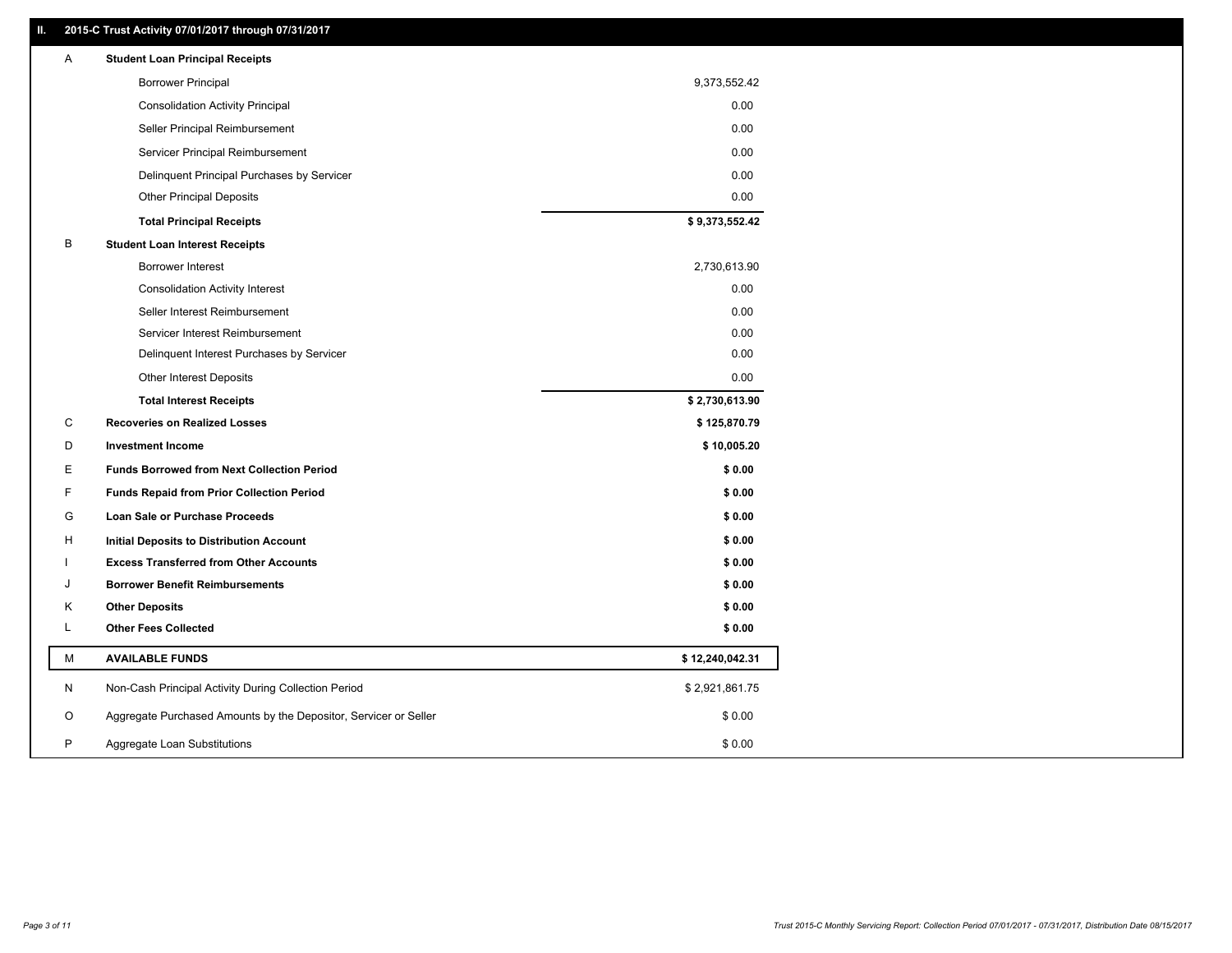## II. 2015-C Trust Activity 07/01/2017 through 07/31/2017

| | | |
|---|---|---|
| A | **Student Loan Principal Receipts** | |
| | Borrower Principal | 9,373,552.42 |
| | Consolidation Activity Principal | 0.00 |
| | Seller Principal Reimbursement | 0.00 |
| | Servicer Principal Reimbursement | 0.00 |
| | Delinquent Principal Purchases by Servicer | 0.00 |
| | Other Principal Deposits | 0.00 |
| | **Total Principal Receipts** | **$ 9,373,552.42** |
| B | **Student Loan Interest Receipts** | |
| | Borrower Interest | 2,730,613.90 |
| | Consolidation Activity Interest | 0.00 |
| | Seller Interest Reimbursement | 0.00 |
| | Servicer Interest Reimbursement | 0.00 |
| | Delinquent Interest Purchases by Servicer | 0.00 |
| | Other Interest Deposits | 0.00 |
| | **Total Interest Receipts** | **$ 2,730,613.90** |
| C | **Recoveries on Realized Losses** | **$ 125,870.79** |
| D | **Investment Income** | **$ 10,005.20** |
| E | **Funds Borrowed from Next Collection Period** | **$ 0.00** |
| F | **Funds Repaid from Prior Collection Period** | **$ 0.00** |
| G | **Loan Sale or Purchase Proceeds** | **$ 0.00** |
| H | **Initial Deposits to Distribution Account** | **$ 0.00** |
| I | **Excess Transferred from Other Accounts** | **$ 0.00** |
| J | **Borrower Benefit Reimbursements** | **$ 0.00** |
| K | **Other Deposits** | **$ 0.00** |
| L | **Other Fees Collected** | **$ 0.00** |
| M | **AVAILABLE FUNDS** | **$ 12,240,042.31** |
| N | Non-Cash Principal Activity During Collection Period | $ 2,921,861.75 |
| O | Aggregate Purchased Amounts by the Depositor, Servicer or Seller | $ 0.00 |
| P | Aggregate Loan Substitutions | $ 0.00 |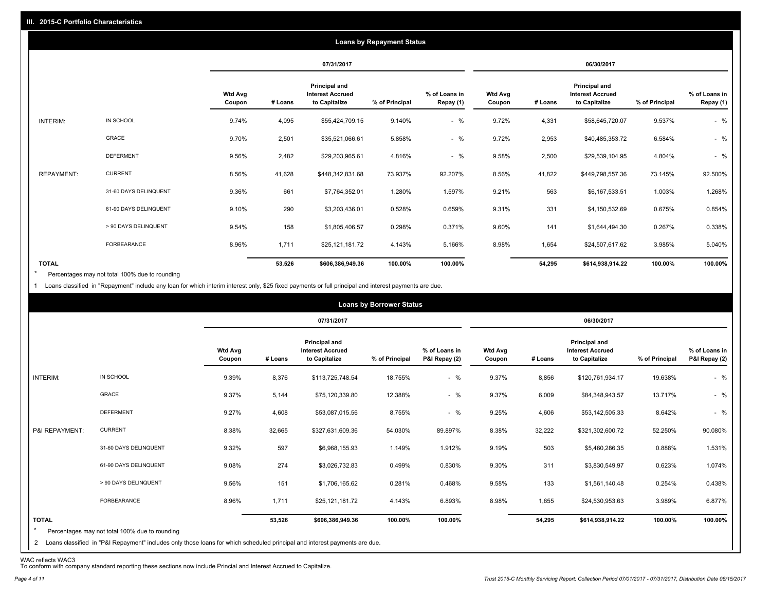## III. 2015-C Portfolio Characteristics

### Loans by Repayment Status

| | | 07/31/2017 | | | | | 06/30/2017 | | | | |
|---|---|---|---|---|---|---|---|---|---|---|---|
| | | Wtd Avg Coupon | # Loans | Principal and Interest Accrued to Capitalize | % of Principal | % of Loans in Repay (1) | Wtd Avg Coupon | # Loans | Principal and Interest Accrued to Capitalize | % of Principal | % of Loans in Repay (1) |
| INTERIM: | IN SCHOOL | 9.74% | 4,095 | $55,424,709.15 | 9.140% | - % | 9.72% | 4,331 | $58,645,720.07 | 9.537% | - % |
| | GRACE | 9.70% | 2,501 | $35,521,066.61 | 5.858% | - % | 9.72% | 2,953 | $40,485,353.72 | 6.584% | - % |
| | DEFERMENT | 9.56% | 2,482 | $29,203,965.61 | 4.816% | - % | 9.58% | 2,500 | $29,539,104.95 | 4.804% | - % |
| REPAYMENT: | CURRENT | 8.56% | 41,628 | $448,342,831.68 | 73.937% | 92.207% | 8.56% | 41,822 | $449,798,557.36 | 73.145% | 92.500% |
| | 31-60 DAYS DELINQUENT | 9.36% | 661 | $7,764,352.01 | 1.280% | 1.597% | 9.21% | 563 | $6,167,533.51 | 1.003% | 1.268% |
| | 61-90 DAYS DELINQUENT | 9.10% | 290 | $3,203,436.01 | 0.528% | 0.659% | 9.31% | 331 | $4,150,532.69 | 0.675% | 0.854% |
| | > 90 DAYS DELINQUENT | 9.54% | 158 | $1,805,406.57 | 0.298% | 0.371% | 9.60% | 141 | $1,644,494.30 | 0.267% | 0.338% |
| | FORBEARANCE | 8.96% | 1,711 | $25,121,181.72 | 4.143% | 5.166% | 8.98% | 1,654 | $24,507,617.62 | 3.985% | 5.040% |
| TOTAL | | | 53,526 | $606,386,949.36 | 100.00% | 100.00% | | 54,295 | $614,938,914.22 | 100.00% | 100.00% |

\* Percentages may not total 100% due to rounding

1 Loans classified in "Repayment" include any loan for which interim interest only, $25 fixed payments or full principal and interest payments are due.

### Loans by Borrower Status

| | | 07/31/2017 | | | | | 06/30/2017 | | | | |
|---|---|---|---|---|---|---|---|---|---|---|---|
| | | Wtd Avg Coupon | # Loans | Principal and Interest Accrued to Capitalize | % of Principal | % of Loans in P&I Repay (2) | Wtd Avg Coupon | # Loans | Principal and Interest Accrued to Capitalize | % of Principal | % of Loans in P&I Repay (2) |
| INTERIM: | IN SCHOOL | 9.39% | 8,376 | $113,725,748.54 | 18.755% | - % | 9.37% | 8,856 | $120,761,934.17 | 19.638% | - % |
| | GRACE | 9.37% | 5,144 | $75,120,339.80 | 12.388% | - % | 9.37% | 6,009 | $84,348,943.57 | 13.717% | - % |
| | DEFERMENT | 9.27% | 4,608 | $53,087,015.56 | 8.755% | - % | 9.25% | 4,606 | $53,142,505.33 | 8.642% | - % |
| P&I REPAYMENT: | CURRENT | 8.38% | 32,665 | $327,631,609.36 | 54.030% | 89.897% | 8.38% | 32,222 | $321,302,600.72 | 52.250% | 90.080% |
| | 31-60 DAYS DELINQUENT | 9.32% | 597 | $6,968,155.93 | 1.149% | 1.912% | 9.19% | 503 | $5,460,286.35 | 0.888% | 1.531% |
| | 61-90 DAYS DELINQUENT | 9.08% | 274 | $3,026,732.83 | 0.499% | 0.830% | 9.30% | 311 | $3,830,549.97 | 0.623% | 1.074% |
| | > 90 DAYS DELINQUENT | 9.56% | 151 | $1,706,165.62 | 0.281% | 0.468% | 9.58% | 133 | $1,561,140.48 | 0.254% | 0.438% |
| | FORBEARANCE | 8.96% | 1,711 | $25,121,181.72 | 4.143% | 6.893% | 8.98% | 1,655 | $24,530,953.63 | 3.989% | 6.877% |
| TOTAL | | | 53,526 | $606,386,949.36 | 100.00% | 100.00% | | 54,295 | $614,938,914.22 | 100.00% | 100.00% |

\* Percentages may not total 100% due to rounding

2 Loans classified in "P&I Repayment" includes only those loans for which scheduled principal and interest payments are due.

WAC reflects WAC3

To conform with company standard reporting these sections now include Princial and Interest Accrued to Capitalize.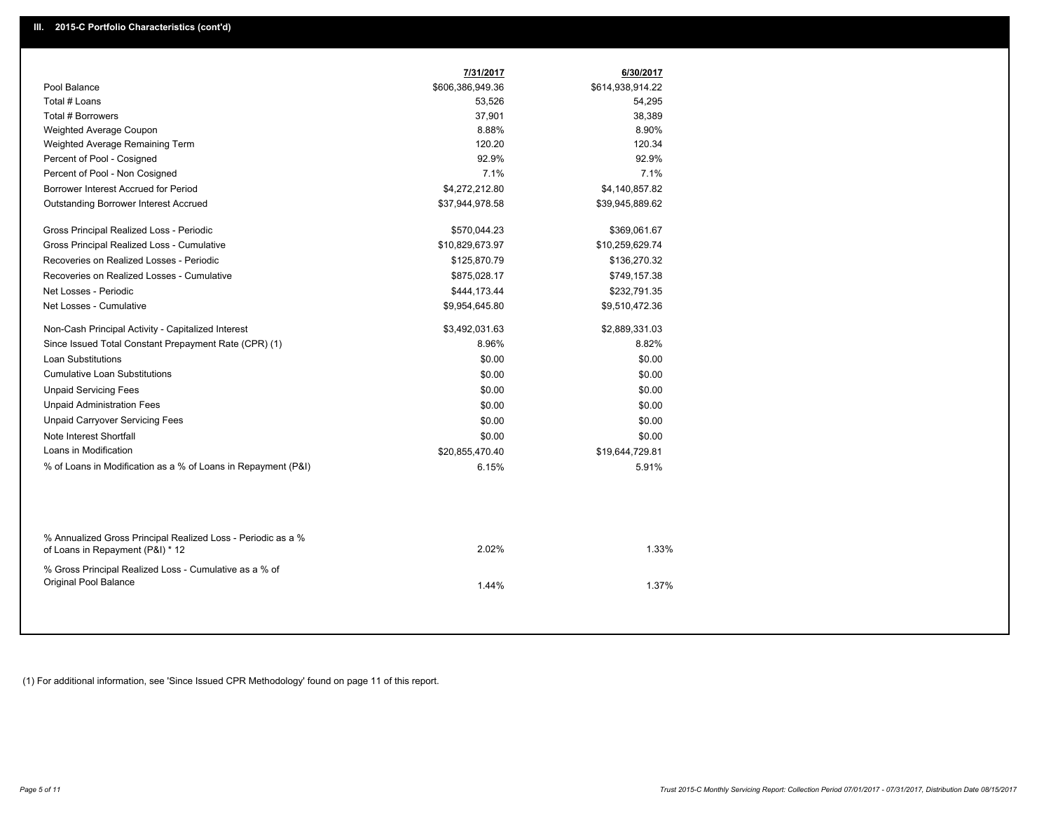## III. 2015-C Portfolio Characteristics (cont'd)

| | 7/31/2017 | 6/30/2017 |
|---|---|---|
| Pool Balance | $606,386,949.36 | $614,938,914.22 |
| Total # Loans | 53,526 | 54,295 |
| Total # Borrowers | 37,901 | 38,389 |
| Weighted Average Coupon | 8.88% | 8.90% |
| Weighted Average Remaining Term | 120.20 | 120.34 |
| Percent of Pool - Cosigned | 92.9% | 92.9% |
| Percent of Pool - Non Cosigned | 7.1% | 7.1% |
| Borrower Interest Accrued for Period | $4,272,212.80 | $4,140,857.82 |
| Outstanding Borrower Interest Accrued | $37,944,978.58 | $39,945,889.62 |
| Gross Principal Realized Loss - Periodic | $570,044.23 | $369,061.67 |
| Gross Principal Realized Loss - Cumulative | $10,829,673.97 | $10,259,629.74 |
| Recoveries on Realized Losses - Periodic | $125,870.79 | $136,270.32 |
| Recoveries on Realized Losses - Cumulative | $875,028.17 | $749,157.38 |
| Net Losses - Periodic | $444,173.44 | $232,791.35 |
| Net Losses - Cumulative | $9,954,645.80 | $9,510,472.36 |
| Non-Cash Principal Activity - Capitalized Interest | $3,492,031.63 | $2,889,331.03 |
| Since Issued Total Constant Prepayment Rate (CPR) (1) | 8.96% | 8.82% |
| Loan Substitutions | $0.00 | $0.00 |
| Cumulative Loan Substitutions | $0.00 | $0.00 |
| Unpaid Servicing Fees | $0.00 | $0.00 |
| Unpaid Administration Fees | $0.00 | $0.00 |
| Unpaid Carryover Servicing Fees | $0.00 | $0.00 |
| Note Interest Shortfall | $0.00 | $0.00 |
| Loans in Modification | $20,855,470.40 | $19,644,729.81 |
| % of Loans in Modification as a % of Loans in Repayment (P&I) | 6.15% | 5.91% |
| % Annualized Gross Principal Realized Loss - Periodic as a % of Loans in Repayment (P&I) * 12 | 2.02% | 1.33% |
| % Gross Principal Realized Loss - Cumulative as a % of Original Pool Balance | 1.44% | 1.37% |

(1) For additional information, see 'Since Issued CPR Methodology' found on page 11 of this report.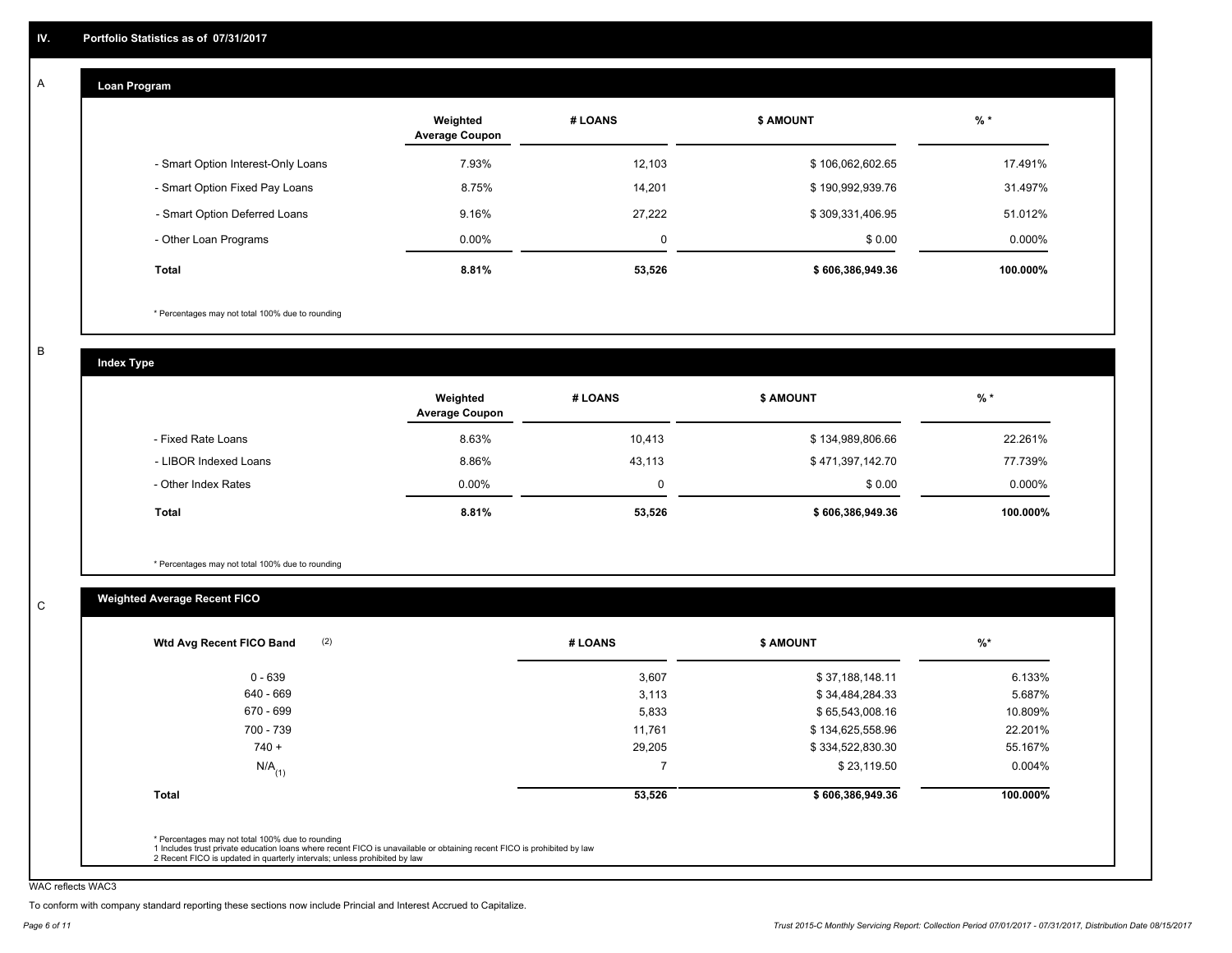## IV. Portfolio Statistics as of 07/31/2017

### A. Loan Program

| | Weighted Average Coupon | # LOANS | $ AMOUNT | % * |
|---|---|---|---|---|
| - Smart Option Interest-Only Loans | 7.93% | 12,103 | $ 106,062,602.65 | 17.491% |
| - Smart Option Fixed Pay Loans | 8.75% | 14,201 | $ 190,992,939.76 | 31.497% |
| - Smart Option Deferred Loans | 9.16% | 27,222 | $ 309,331,406.95 | 51.012% |
| - Other Loan Programs | 0.00% | 0 | $ 0.00 | 0.000% |
| **Total** | **8.81%** | **53,526** | **$ 606,386,949.36** | **100.000%** |

\* Percentages may not total 100% due to rounding

### B. Index Type

| | Weighted Average Coupon | # LOANS | $ AMOUNT | % * |
|---|---|---|---|---|
| - Fixed Rate Loans | 8.63% | 10,413 | $ 134,989,806.66 | 22.261% |
| - LIBOR Indexed Loans | 8.86% | 43,113 | $ 471,397,142.70 | 77.739% |
| - Other Index Rates | 0.00% | 0 | $ 0.00 | 0.000% |
| **Total** | **8.81%** | **53,526** | **$ 606,386,949.36** | **100.000%** |

\* Percentages may not total 100% due to rounding

### C. Weighted Average Recent FICO

| Wtd Avg Recent FICO Band (2) | # LOANS | $ AMOUNT | %* |
|---|---|---|---|
| 0 - 639 | 3,607 | $ 37,188,148.11 | 6.133% |
| 640 - 669 | 3,113 | $ 34,484,284.33 | 5.687% |
| 670 - 699 | 5,833 | $ 65,543,008.16 | 10.809% |
| 700 - 739 | 11,761 | $ 134,625,558.96 | 22.201% |
| 740 + | 29,205 | $ 334,522,830.30 | 55.167% |
| N/A (1) | 7 | $ 23,119.50 | 0.004% |
| **Total** | **53,526** | **$ 606,386,949.36** | **100.000%** |

\* Percentages may not total 100% due to rounding
1 Includes trust private education loans where recent FICO is unavailable or obtaining recent FICO is prohibited by law
2 Recent FICO is updated in quarterly intervals; unless prohibited by law

WAC reflects WAC3

To conform with company standard reporting these sections now include Princial and Interest Accrued to Capitalize.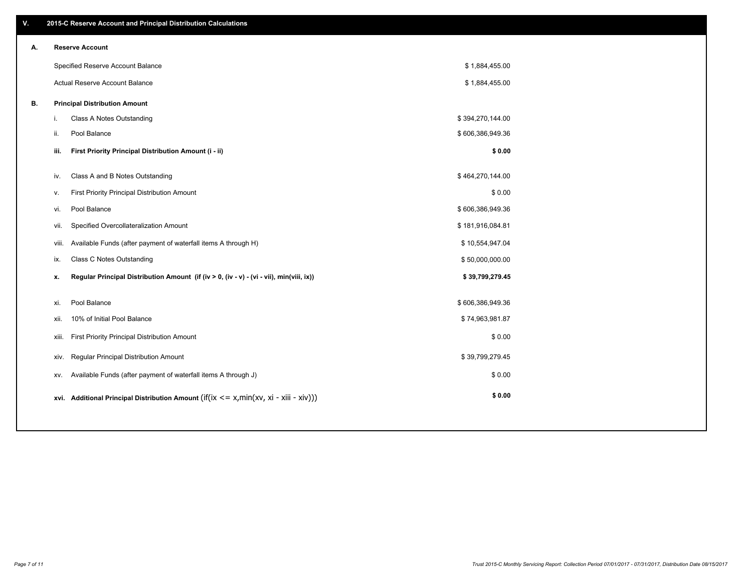## V. 2015-C Reserve Account and Principal Distribution Calculations

### A. Reserve Account

| | |
|---|---|
| Specified Reserve Account Balance | $ 1,884,455.00 |
| Actual Reserve Account Balance | $ 1,884,455.00 |

### B. Principal Distribution Amount

| | | |
|---|---|---|
| i. | Class A Notes Outstanding | $ 394,270,144.00 |
| ii. | Pool Balance | $ 606,386,949.36 |
| **iii.** | **First Priority Principal Distribution Amount (i - ii)** | **$ 0.00** |
| iv. | Class A and B Notes Outstanding | $ 464,270,144.00 |
| v. | First Priority Principal Distribution Amount | $ 0.00 |
| vi. | Pool Balance | $ 606,386,949.36 |
| vii. | Specified Overcollateralization Amount | $ 181,916,084.81 |
| viii. | Available Funds (after payment of waterfall items A through H) | $ 10,554,947.04 |
| ix. | Class C Notes Outstanding | $ 50,000,000.00 |
| **x.** | **Regular Principal Distribution Amount (if (iv > 0, (iv - v) - (vi - vii), min(viii, ix))** | **$ 39,799,279.45** |
| xi. | Pool Balance | $ 606,386,949.36 |
| xii. | 10% of Initial Pool Balance | $ 74,963,981.87 |
| xiii. | First Priority Principal Distribution Amount | $ 0.00 |
| xiv. | Regular Principal Distribution Amount | $ 39,799,279.45 |
| xv. | Available Funds (after payment of waterfall items A through J) | $ 0.00 |
| **xvi.** | **Additional Principal Distribution Amount** (if(ix <= x,min(xv, xi - xiii - xiv))) | **$ 0.00** |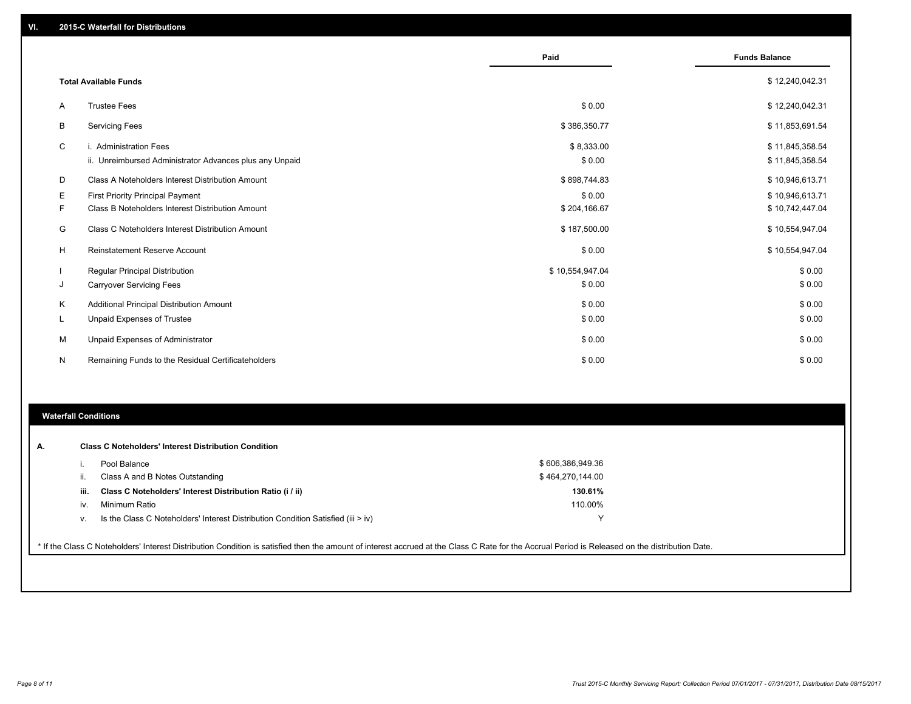## VI. 2015-C Waterfall for Distributions

| | | Paid | Funds Balance |
|---|---|---|---|
| | **Total Available Funds** | | $ 12,240,042.31 |
| A | Trustee Fees | $ 0.00 | $ 12,240,042.31 |
| B | Servicing Fees | $ 386,350.77 | $ 11,853,691.54 |
| C | i. Administration Fees | $ 8,333.00 | $ 11,845,358.54 |
| | ii. Unreimbursed Administrator Advances plus any Unpaid | $ 0.00 | $ 11,845,358.54 |
| D | Class A Noteholders Interest Distribution Amount | $ 898,744.83 | $ 10,946,613.71 |
| E | First Priority Principal Payment | $ 0.00 | $ 10,946,613.71 |
| F | Class B Noteholders Interest Distribution Amount | $ 204,166.67 | $ 10,742,447.04 |
| G | Class C Noteholders Interest Distribution Amount | $ 187,500.00 | $ 10,554,947.04 |
| H | Reinstatement Reserve Account | $ 0.00 | $ 10,554,947.04 |
| I | Regular Principal Distribution | $ 10,554,947.04 | $ 0.00 |
| J | Carryover Servicing Fees | $ 0.00 | $ 0.00 |
| K | Additional Principal Distribution Amount | $ 0.00 | $ 0.00 |
| L | Unpaid Expenses of Trustee | $ 0.00 | $ 0.00 |
| M | Unpaid Expenses of Administrator | $ 0.00 | $ 0.00 |
| N | Remaining Funds to the Residual Certificateholders | $ 0.00 | $ 0.00 |

## Waterfall Conditions

### A. Class C Noteholders' Interest Distribution Condition

| | | |
|---|---|---|
| i. | Pool Balance | $ 606,386,949.36 |
| ii. | Class A and B Notes Outstanding | $ 464,270,144.00 |
| **iii.** | **Class C Noteholders' Interest Distribution Ratio (i / ii)** | **130.61%** |
| iv. | Minimum Ratio | 110.00% |
| v. | Is the Class C Noteholders' Interest Distribution Condition Satisfied (iii > iv) | Y |

* If the Class C Noteholders' Interest Distribution Condition is satisfied then the amount of interest accrued at the Class C Rate for the Accrual Period is Released on the distribution Date.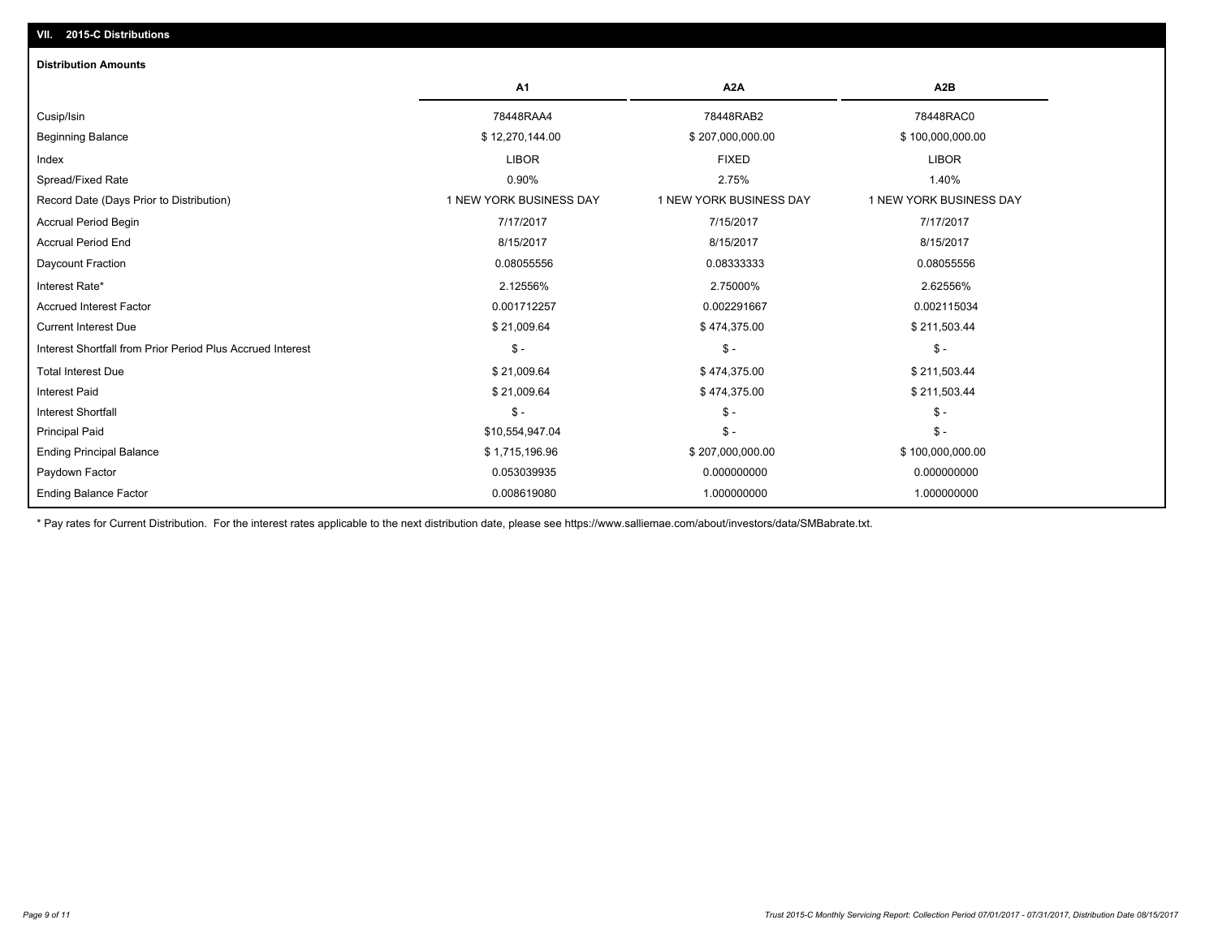## VII. 2015-C Distributions

### Distribution Amounts

| | A1 | A2A | A2B |
|---|---|---|---|
| Cusip/Isin | 78448RAA4 | 78448RAB2 | 78448RAC0 |
| Beginning Balance | $ 12,270,144.00 | $ 207,000,000.00 | $ 100,000,000.00 |
| Index | LIBOR | FIXED | LIBOR |
| Spread/Fixed Rate | 0.90% | 2.75% | 1.40% |
| Record Date (Days Prior to Distribution) | 1 NEW YORK BUSINESS DAY | 1 NEW YORK BUSINESS DAY | 1 NEW YORK BUSINESS DAY |
| Accrual Period Begin | 7/17/2017 | 7/15/2017 | 7/17/2017 |
| Accrual Period End | 8/15/2017 | 8/15/2017 | 8/15/2017 |
| Daycount Fraction | 0.08055556 | 0.08333333 | 0.08055556 |
| Interest Rate* | 2.12556% | 2.75000% | 2.62556% |
| Accrued Interest Factor | 0.001712257 | 0.002291667 | 0.002115034 |
| Current Interest Due | $ 21,009.64 | $ 474,375.00 | $ 211,503.44 |
| Interest Shortfall from Prior Period Plus Accrued Interest | $ - | $ - | $ - |
| Total Interest Due | $ 21,009.64 | $ 474,375.00 | $ 211,503.44 |
| Interest Paid | $ 21,009.64 | $ 474,375.00 | $ 211,503.44 |
| Interest Shortfall | $ - | $ - | $ - |
| Principal Paid | $10,554,947.04 | $ - | $ - |
| Ending Principal Balance | $ 1,715,196.96 | $ 207,000,000.00 | $ 100,000,000.00 |
| Paydown Factor | 0.053039935 | 0.000000000 | 0.000000000 |
| Ending Balance Factor | 0.008619080 | 1.000000000 | 1.000000000 |

* Pay rates for Current Distribution. For the interest rates applicable to the next distribution date, please see https://www.salliemae.com/about/investors/data/SMBabrate.txt.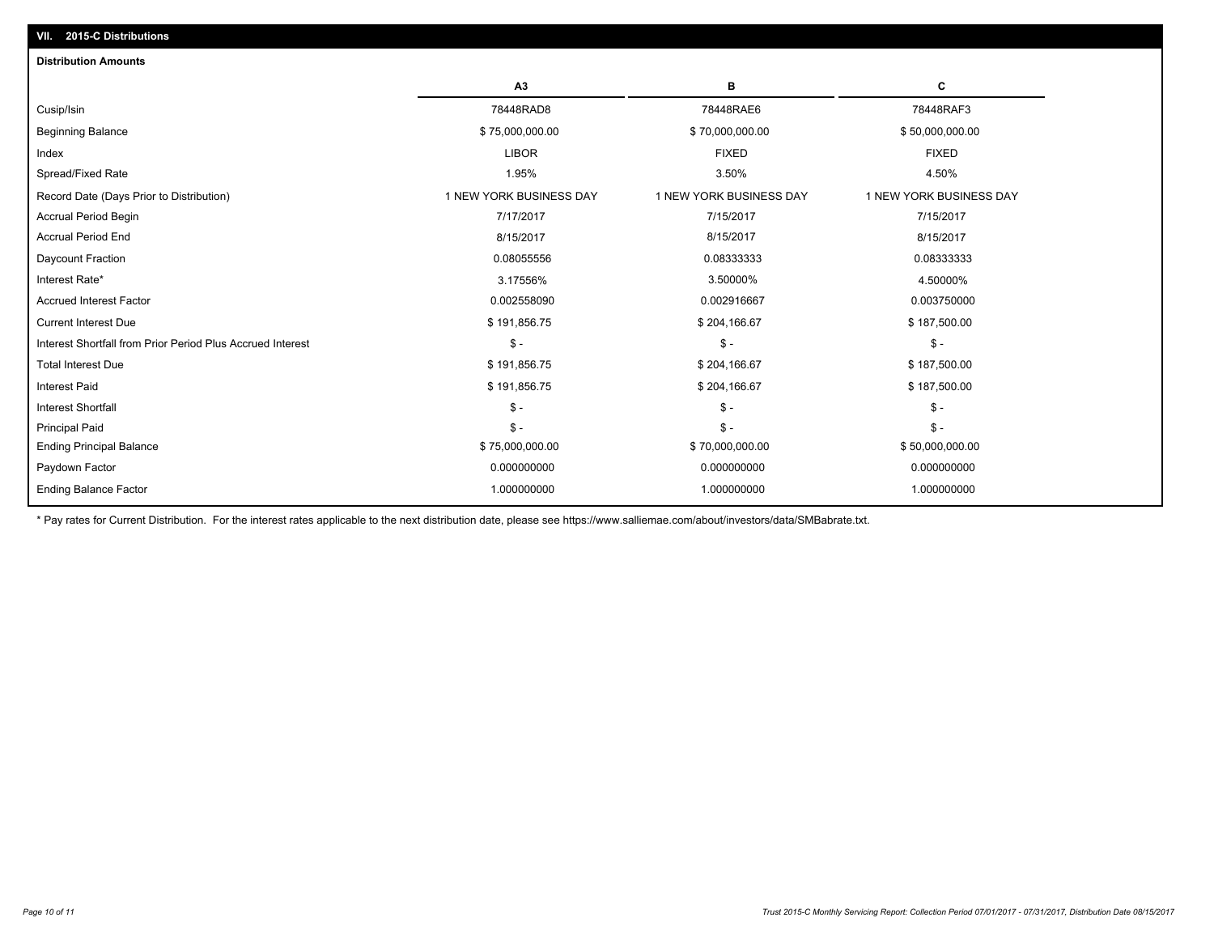## VII. 2015-C Distributions

### Distribution Amounts

| | A3 | B | C |
|---|---|---|---|
| Cusip/Isin | 78448RAD8 | 78448RAE6 | 78448RAF3 |
| Beginning Balance | $ 75,000,000.00 | $ 70,000,000.00 | $ 50,000,000.00 |
| Index | LIBOR | FIXED | FIXED |
| Spread/Fixed Rate | 1.95% | 3.50% | 4.50% |
| Record Date (Days Prior to Distribution) | 1 NEW YORK BUSINESS DAY | 1 NEW YORK BUSINESS DAY | 1 NEW YORK BUSINESS DAY |
| Accrual Period Begin | 7/17/2017 | 7/15/2017 | 7/15/2017 |
| Accrual Period End | 8/15/2017 | 8/15/2017 | 8/15/2017 |
| Daycount Fraction | 0.08055556 | 0.08333333 | 0.08333333 |
| Interest Rate* | 3.17556% | 3.50000% | 4.50000% |
| Accrued Interest Factor | 0.002558090 | 0.002916667 | 0.003750000 |
| Current Interest Due | $ 191,856.75 | $ 204,166.67 | $ 187,500.00 |
| Interest Shortfall from Prior Period Plus Accrued Interest | $ - | $ - | $ - |
| Total Interest Due | $ 191,856.75 | $ 204,166.67 | $ 187,500.00 |
| Interest Paid | $ 191,856.75 | $ 204,166.67 | $ 187,500.00 |
| Interest Shortfall | $ - | $ - | $ - |
| Principal Paid | $ - | $ - | $ - |
| Ending Principal Balance | $ 75,000,000.00 | $ 70,000,000.00 | $ 50,000,000.00 |
| Paydown Factor | 0.000000000 | 0.000000000 | 0.000000000 |
| Ending Balance Factor | 1.000000000 | 1.000000000 | 1.000000000 |

* Pay rates for Current Distribution. For the interest rates applicable to the next distribution date, please see https://www.salliemae.com/about/investors/data/SMBabrate.txt.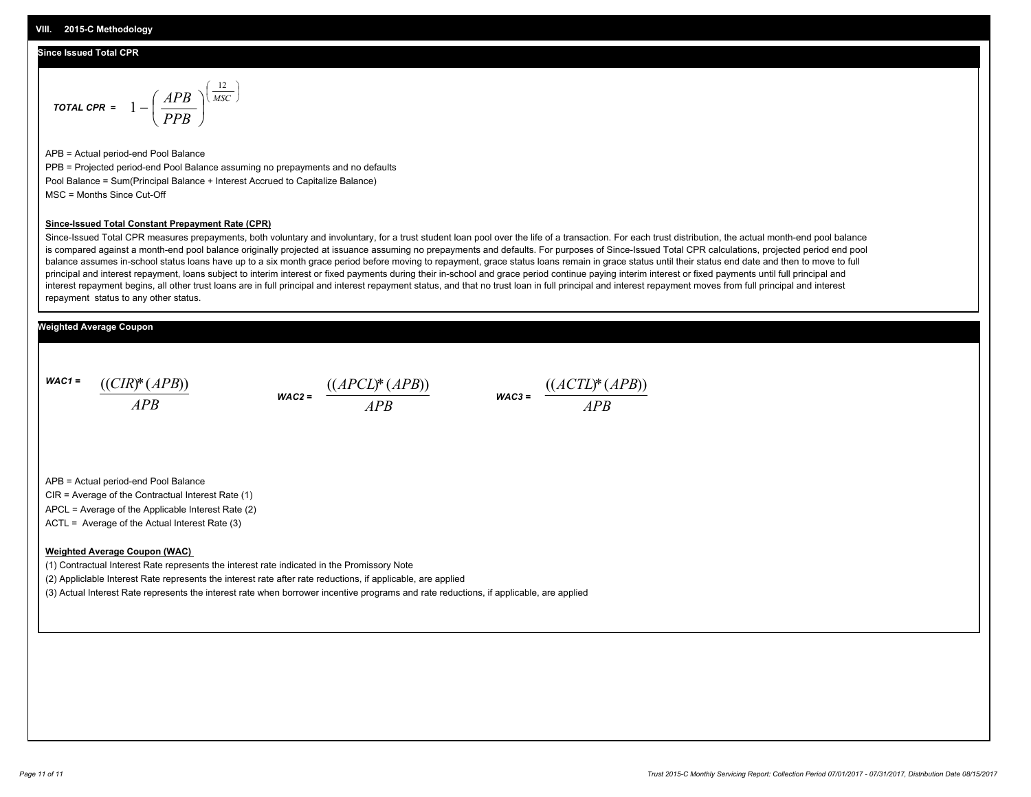## VIII. 2015-C Methodology

### Since Issued Total CPR

$$\textit{TOTAL CPR} = 1 - \left(\frac{APB}{PPB}\right)^{\left(\frac{12}{MSC}\right)}$$

APB = Actual period-end Pool Balance

PPB = Projected period-end Pool Balance assuming no prepayments and no defaults

Pool Balance = Sum(Principal Balance + Interest Accrued to Capitalize Balance)

MSC = Months Since Cut-Off

**Since-Issued Total Constant Prepayment Rate (CPR)**

Since-Issued Total CPR measures prepayments, both voluntary and involuntary, for a trust student loan pool over the life of a transaction. For each trust distribution, the actual month-end pool balance is compared against a month-end pool balance originally projected at issuance assuming no prepayments and defaults. For purposes of Since-Issued Total CPR calculations, projected period end pool balance assumes in-school status loans have up to a six month grace period before moving to repayment, grace status loans remain in grace status until their status end date and then to move to full principal and interest repayment, loans subject to interim interest or fixed payments during their in-school and grace period continue paying interim interest or fixed payments until full principal and interest repayment begins, all other trust loans are in full principal and interest repayment status, and that no trust loan in full principal and interest repayment moves from full principal and interest repayment status to any other status.

### Weighted Average Coupon

$$\textit{WAC1} = \frac{((CIR)*(APB))}{APB} \qquad \textit{WAC2} = \frac{((APCL)*(APB))}{APB} \qquad \textit{WAC3} = \frac{((ACTL)*(APB))}{APB}$$

APB = Actual period-end Pool Balance

CIR = Average of the Contractual Interest Rate (1)

APCL = Average of the Applicable Interest Rate (2)

ACTL = Average of the Actual Interest Rate (3)

**Weighted Average Coupon (WAC)**

(1) Contractual Interest Rate represents the interest rate indicated in the Promissory Note

(2) Appliclable Interest Rate represents the interest rate after rate reductions, if applicable, are applied

(3) Actual Interest Rate represents the interest rate when borrower incentive programs and rate reductions, if applicable, are applied